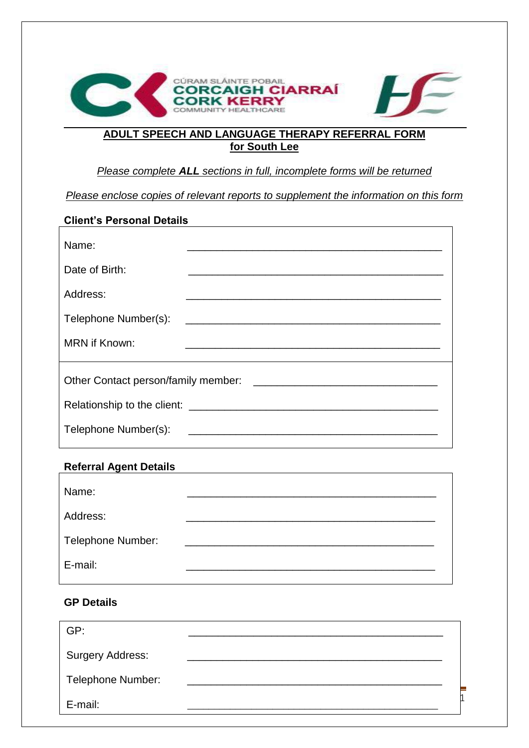CÚRAM SLÁINTE POBAIL
CORCAIGH CIARRAÍ
CORK KERRY
COMMUNITY HEALTHCARE

# ADULT SPEECH AND LANGUAGE THERAPY REFERRAL FORM for South Lee

*Please complete **ALL** sections in full, incomplete forms will be returned*

*Please enclose copies of relevant reports to supplement the information on this form*

## Client's Personal Details

Name: ____________________________________________

Date of Birth: ____________________________________________

Address: ____________________________________________

Telephone Number(s): ____________________________________________

MRN if Known: ____________________________________________

Other Contact person/family member: ________________________________

Relationship to the client: ____________________________________________

Telephone Number(s): ____________________________________________

## Referral Agent Details

Name: ____________________________________________

Address: ____________________________________________

Telephone Number: ____________________________________________

E-mail: ____________________________________________

## GP Details

GP: ____________________________________________

Surgery Address: ____________________________________________

Telephone Number: ____________________________________________

E-mail: ____________________________________________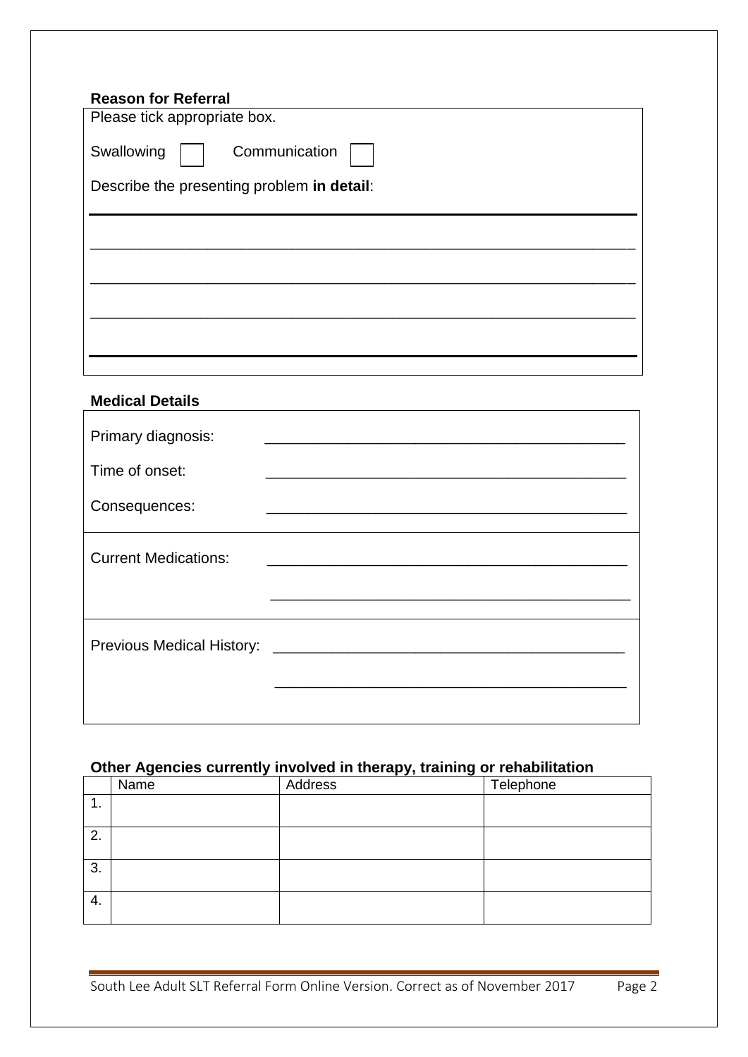**Reason for Referral**

Please tick appropriate box.

Swallowing ☐ Communication ☐

Describe the presenting problem **in detail**:

______________________________________________________________________

______________________________________________________________________

______________________________________________________________________

______________________________________________________________________

**Medical Details**

Primary diagnosis: ______________________________________________

Time of onset: ______________________________________________

Consequences: ______________________________________________

Current Medications: ______________________________________________

______________________________________________

Previous Medical History: ______________________________________________

______________________________________________

**Other Agencies currently involved in therapy, training or rehabilitation**

| | Name | Address | Telephone |
|---|---|---|---|
| 1. | | | |
| 2. | | | |
| 3. | | | |
| 4. | | | |

South Lee Adult SLT Referral Form Online Version. Correct as of November 2017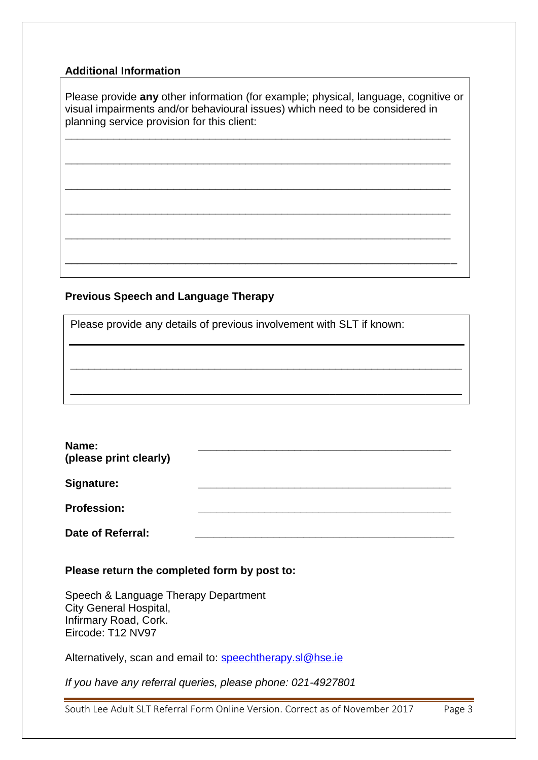**Additional Information**

Please provide **any** other information (for example; physical, language, cognitive or visual impairments and/or behavioural issues) which need to be considered in planning service provision for this client:

\_\_\_\_\_\_\_\_\_\_\_\_\_\_\_\_\_\_\_\_\_\_\_\_\_\_\_\_\_\_\_\_\_\_\_\_\_\_\_\_\_\_\_\_\_\_\_\_\_\_\_\_\_\_\_\_\_\_\_\_

\_\_\_\_\_\_\_\_\_\_\_\_\_\_\_\_\_\_\_\_\_\_\_\_\_\_\_\_\_\_\_\_\_\_\_\_\_\_\_\_\_\_\_\_\_\_\_\_\_\_\_\_\_\_\_\_\_\_\_\_

\_\_\_\_\_\_\_\_\_\_\_\_\_\_\_\_\_\_\_\_\_\_\_\_\_\_\_\_\_\_\_\_\_\_\_\_\_\_\_\_\_\_\_\_\_\_\_\_\_\_\_\_\_\_\_\_\_\_\_\_

\_\_\_\_\_\_\_\_\_\_\_\_\_\_\_\_\_\_\_\_\_\_\_\_\_\_\_\_\_\_\_\_\_\_\_\_\_\_\_\_\_\_\_\_\_\_\_\_\_\_\_\_\_\_\_\_\_\_\_\_

\_\_\_\_\_\_\_\_\_\_\_\_\_\_\_\_\_\_\_\_\_\_\_\_\_\_\_\_\_\_\_\_\_\_\_\_\_\_\_\_\_\_\_\_\_\_\_\_\_\_\_\_\_\_\_\_\_\_\_\_

\_\_\_\_\_\_\_\_\_\_\_\_\_\_\_\_\_\_\_\_\_\_\_\_\_\_\_\_\_\_\_\_\_\_\_\_\_\_\_\_\_\_\_\_\_\_\_\_\_\_\_\_\_\_\_\_\_\_\_\_

**Previous Speech and Language Therapy**

Please provide any details of previous involvement with SLT if known:

\_\_\_\_\_\_\_\_\_\_\_\_\_\_\_\_\_\_\_\_\_\_\_\_\_\_\_\_\_\_\_\_\_\_\_\_\_\_\_\_\_\_\_\_\_\_\_\_\_\_\_\_\_\_\_\_\_\_\_\_

\_\_\_\_\_\_\_\_\_\_\_\_\_\_\_\_\_\_\_\_\_\_\_\_\_\_\_\_\_\_\_\_\_\_\_\_\_\_\_\_\_\_\_\_\_\_\_\_\_\_\_\_\_\_\_\_\_\_\_\_

\_\_\_\_\_\_\_\_\_\_\_\_\_\_\_\_\_\_\_\_\_\_\_\_\_\_\_\_\_\_\_\_\_\_\_\_\_\_\_\_\_\_\_\_\_\_\_\_\_\_\_\_\_\_\_\_\_\_\_\_

**Name:**
**(please print clearly)** \_\_\_\_\_\_\_\_\_\_\_\_\_\_\_\_\_\_\_\_\_\_\_\_\_\_\_\_\_\_\_\_\_\_\_\_\_\_\_\_

**Signature:** \_\_\_\_\_\_\_\_\_\_\_\_\_\_\_\_\_\_\_\_\_\_\_\_\_\_\_\_\_\_\_\_\_\_\_\_\_\_\_\_

**Profession:** \_\_\_\_\_\_\_\_\_\_\_\_\_\_\_\_\_\_\_\_\_\_\_\_\_\_\_\_\_\_\_\_\_\_\_\_\_\_\_\_

**Date of Referral:** \_\_\_\_\_\_\_\_\_\_\_\_\_\_\_\_\_\_\_\_\_\_\_\_\_\_\_\_\_\_\_\_\_\_\_\_\_\_\_\_

**Please return the completed form by post to:**

Speech & Language Therapy Department
City General Hospital,
Infirmary Road, Cork.
Eircode: T12 NV97

Alternatively, scan and email to: speechtherapy.sl@hse.ie

*If you have any referral queries, please phone: 021-4927801*

South Lee Adult SLT Referral Form Online Version. Correct as of November 2017